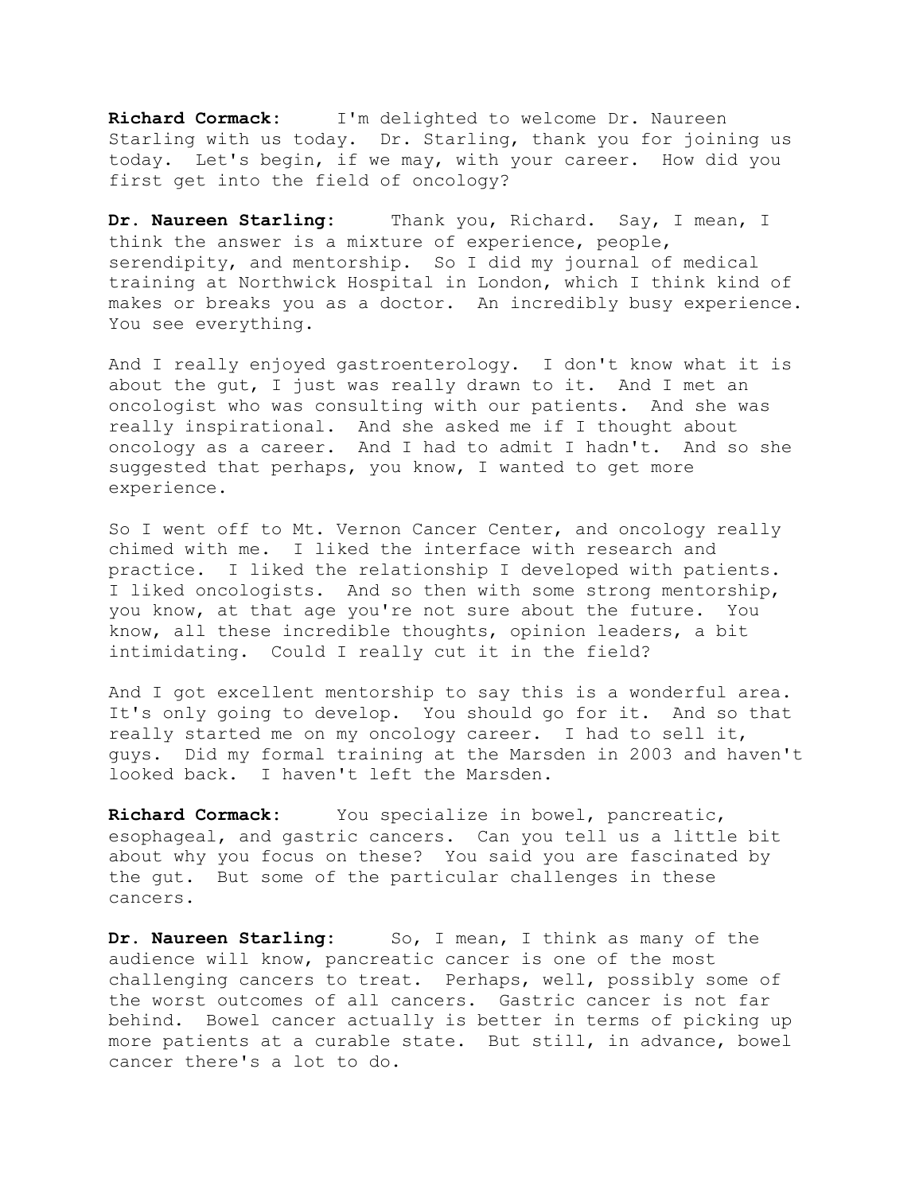**Richard Cormack:** I'm delighted to welcome Dr. Naureen Starling with us today. Dr. Starling, thank you for joining us today. Let's begin, if we may, with your career. How did you first get into the field of oncology?

**Dr. Naureen Starling:** Thank you, Richard. Say, I mean, I think the answer is a mixture of experience, people, serendipity, and mentorship. So I did my journal of medical training at Northwick Hospital in London, which I think kind of makes or breaks you as a doctor. An incredibly busy experience. You see everything.

And I really enjoyed gastroenterology. I don't know what it is about the gut, I just was really drawn to it. And I met an oncologist who was consulting with our patients. And she was really inspirational. And she asked me if I thought about oncology as a career. And I had to admit I hadn't. And so she suggested that perhaps, you know, I wanted to get more experience.

So I went off to Mt. Vernon Cancer Center, and oncology really chimed with me. I liked the interface with research and practice. I liked the relationship I developed with patients. I liked oncologists. And so then with some strong mentorship, you know, at that age you're not sure about the future. You know, all these incredible thoughts, opinion leaders, a bit intimidating. Could I really cut it in the field?

And I got excellent mentorship to say this is a wonderful area. It's only going to develop. You should go for it. And so that really started me on my oncology career. I had to sell it, guys. Did my formal training at the Marsden in 2003 and haven't looked back. I haven't left the Marsden.

**Richard Cormack:** You specialize in bowel, pancreatic, esophageal, and gastric cancers. Can you tell us a little bit about why you focus on these? You said you are fascinated by the gut. But some of the particular challenges in these cancers.

**Dr. Naureen Starling:** So, I mean, I think as many of the audience will know, pancreatic cancer is one of the most challenging cancers to treat. Perhaps, well, possibly some of the worst outcomes of all cancers. Gastric cancer is not far behind. Bowel cancer actually is better in terms of picking up more patients at a curable state. But still, in advance, bowel cancer there's a lot to do.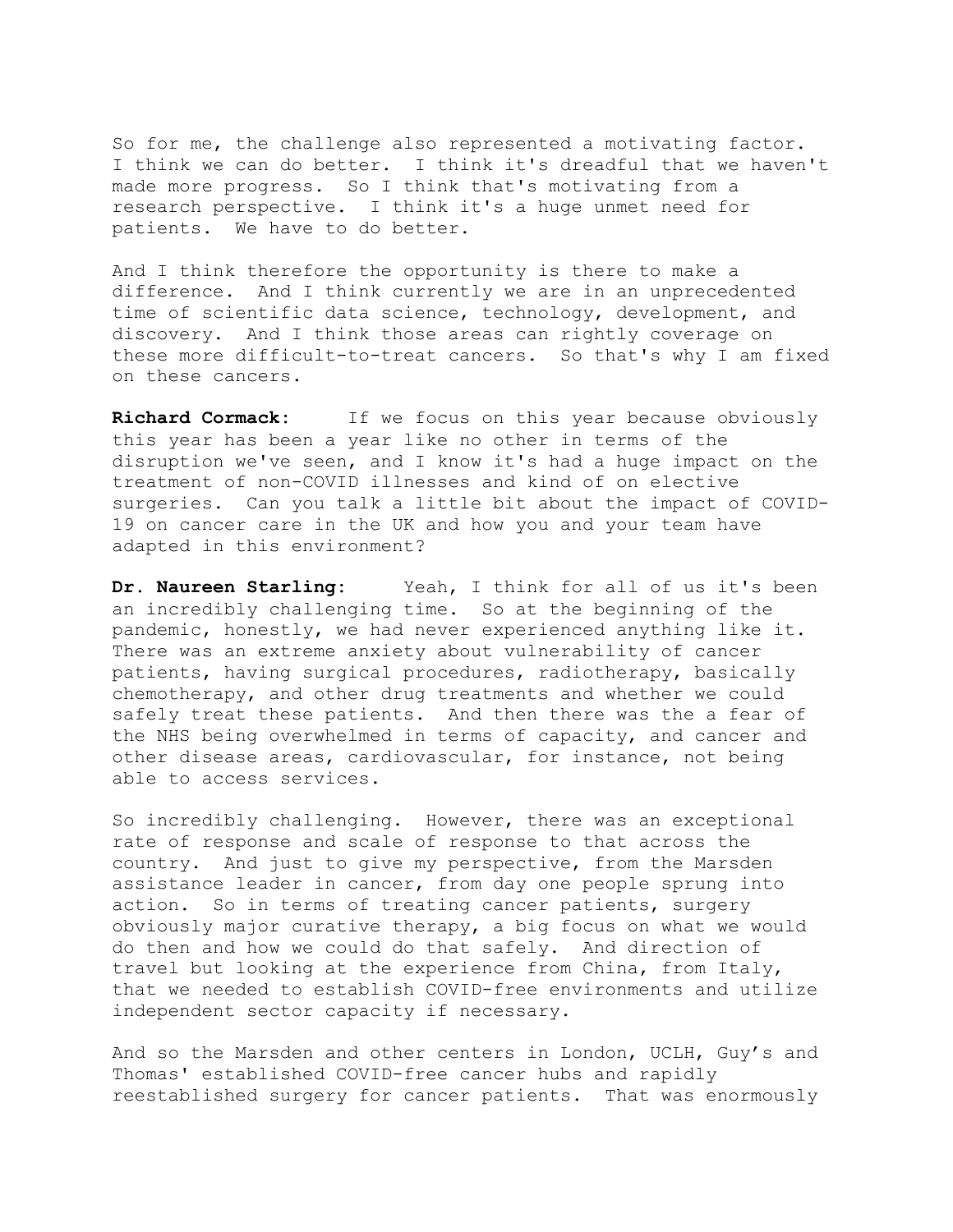So for me, the challenge also represented a motivating factor. I think we can do better. I think it's dreadful that we haven't made more progress. So I think that's motivating from a research perspective. I think it's a huge unmet need for patients. We have to do better.

And I think therefore the opportunity is there to make a difference. And I think currently we are in an unprecedented time of scientific data science, technology, development, and discovery. And I think those areas can rightly coverage on these more difficult-to-treat cancers. So that's why I am fixed on these cancers.

**Richard Cormack:** If we focus on this year because obviously this year has been a year like no other in terms of the disruption we've seen, and I know it's had a huge impact on the treatment of non-COVID illnesses and kind of on elective surgeries. Can you talk a little bit about the impact of COVID-19 on cancer care in the UK and how you and your team have adapted in this environment?

**Dr. Naureen Starling:** Yeah, I think for all of us it's been an incredibly challenging time. So at the beginning of the pandemic, honestly, we had never experienced anything like it. There was an extreme anxiety about vulnerability of cancer patients, having surgical procedures, radiotherapy, basically chemotherapy, and other drug treatments and whether we could safely treat these patients. And then there was the a fear of the NHS being overwhelmed in terms of capacity, and cancer and other disease areas, cardiovascular, for instance, not being able to access services.

So incredibly challenging. However, there was an exceptional rate of response and scale of response to that across the country. And just to give my perspective, from the Marsden assistance leader in cancer, from day one people sprung into action. So in terms of treating cancer patients, surgery obviously major curative therapy, a big focus on what we would do then and how we could do that safely. And direction of travel but looking at the experience from China, from Italy, that we needed to establish COVID-free environments and utilize independent sector capacity if necessary.

And so the Marsden and other centers in London, UCLH, Guy's and Thomas' established COVID-free cancer hubs and rapidly reestablished surgery for cancer patients. That was enormously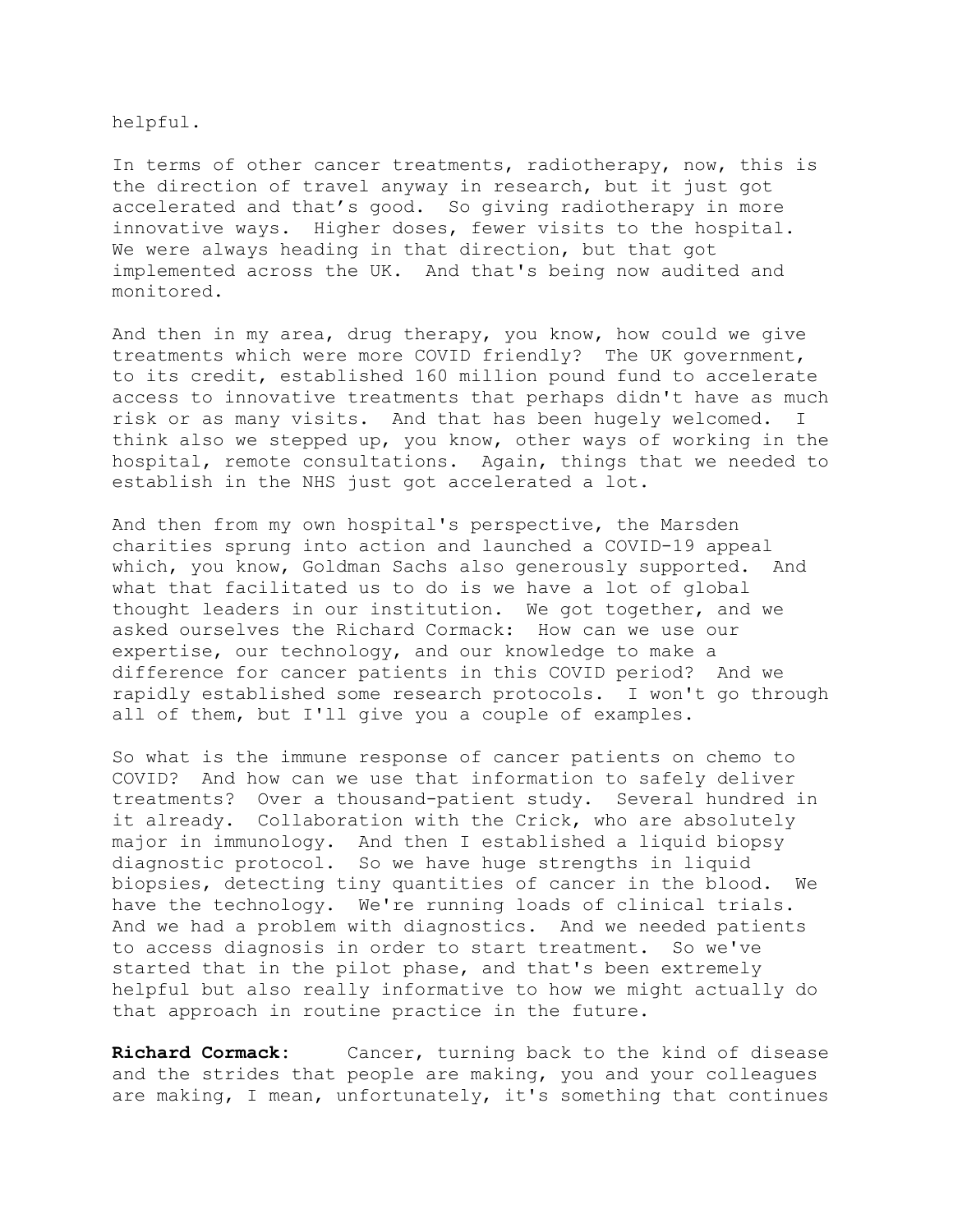helpful.

In terms of other cancer treatments, radiotherapy, now, this is the direction of travel anyway in research, but it just got accelerated and that's good. So giving radiotherapy in more innovative ways. Higher doses, fewer visits to the hospital. We were always heading in that direction, but that got implemented across the UK. And that's being now audited and monitored.

And then in my area, drug therapy, you know, how could we give treatments which were more COVID friendly? The UK government, to its credit, established 160 million pound fund to accelerate access to innovative treatments that perhaps didn't have as much risk or as many visits. And that has been hugely welcomed. I think also we stepped up, you know, other ways of working in the hospital, remote consultations. Again, things that we needed to establish in the NHS just got accelerated a lot.

And then from my own hospital's perspective, the Marsden charities sprung into action and launched a COVID-19 appeal which, you know, Goldman Sachs also generously supported. And what that facilitated us to do is we have a lot of global thought leaders in our institution. We got together, and we asked ourselves the Richard Cormack: How can we use our expertise, our technology, and our knowledge to make a difference for cancer patients in this COVID period? And we rapidly established some research protocols. I won't go through all of them, but I'll give you a couple of examples.

So what is the immune response of cancer patients on chemo to COVID? And how can we use that information to safely deliver treatments? Over a thousand-patient study. Several hundred in it already. Collaboration with the Crick, who are absolutely major in immunology. And then I established a liquid biopsy diagnostic protocol. So we have huge strengths in liquid biopsies, detecting tiny quantities of cancer in the blood. We have the technology. We're running loads of clinical trials. And we had a problem with diagnostics. And we needed patients to access diagnosis in order to start treatment. So we've started that in the pilot phase, and that's been extremely helpful but also really informative to how we might actually do that approach in routine practice in the future.

**Richard Cormack:** Cancer, turning back to the kind of disease and the strides that people are making, you and your colleagues are making, I mean, unfortunately, it's something that continues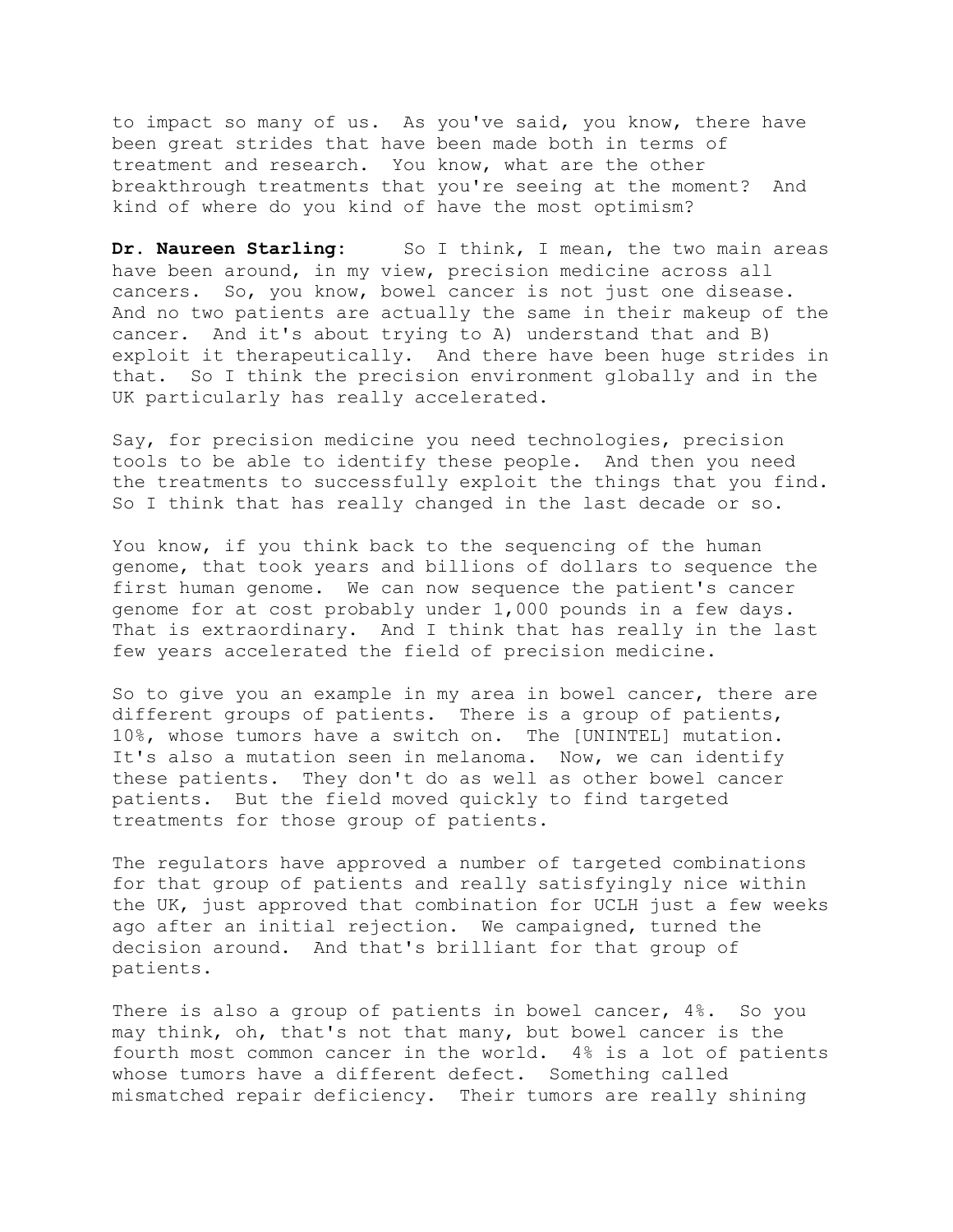to impact so many of us. As you've said, you know, there have been great strides that have been made both in terms of treatment and research. You know, what are the other breakthrough treatments that you're seeing at the moment? And kind of where do you kind of have the most optimism?

**Dr. Naureen Starling:** So I think, I mean, the two main areas have been around, in my view, precision medicine across all cancers. So, you know, bowel cancer is not just one disease. And no two patients are actually the same in their makeup of the cancer. And it's about trying to A) understand that and B) exploit it therapeutically. And there have been huge strides in that. So I think the precision environment globally and in the UK particularly has really accelerated.

Say, for precision medicine you need technologies, precision tools to be able to identify these people. And then you need the treatments to successfully exploit the things that you find. So I think that has really changed in the last decade or so.

You know, if you think back to the sequencing of the human genome, that took years and billions of dollars to sequence the first human genome. We can now sequence the patient's cancer genome for at cost probably under 1,000 pounds in a few days. That is extraordinary. And I think that has really in the last few years accelerated the field of precision medicine.

So to give you an example in my area in bowel cancer, there are different groups of patients. There is a group of patients, 10%, whose tumors have a switch on. The [UNINTEL] mutation. It's also a mutation seen in melanoma. Now, we can identify these patients. They don't do as well as other bowel cancer patients. But the field moved quickly to find targeted treatments for those group of patients.

The regulators have approved a number of targeted combinations for that group of patients and really satisfyingly nice within the UK, just approved that combination for UCLH just a few weeks ago after an initial rejection. We campaigned, turned the decision around. And that's brilliant for that group of patients.

There is also a group of patients in bowel cancer, 4%. So you may think, oh, that's not that many, but bowel cancer is the fourth most common cancer in the world. 4% is a lot of patients whose tumors have a different defect. Something called mismatched repair deficiency. Their tumors are really shining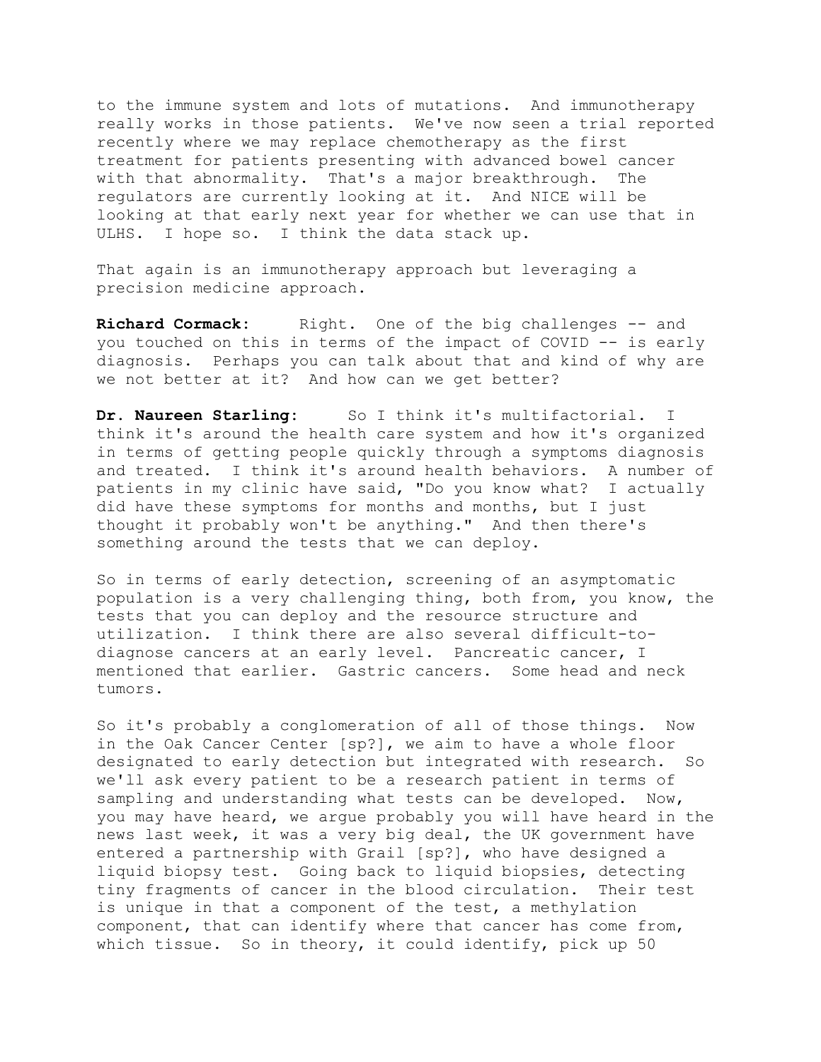to the immune system and lots of mutations. And immunotherapy really works in those patients. We've now seen a trial reported recently where we may replace chemotherapy as the first treatment for patients presenting with advanced bowel cancer with that abnormality. That's a major breakthrough. The regulators are currently looking at it. And NICE will be looking at that early next year for whether we can use that in ULHS. I hope so. I think the data stack up.

That again is an immunotherapy approach but leveraging a precision medicine approach.

**Richard Cormack:** Right. One of the big challenges -- and you touched on this in terms of the impact of COVID -- is early diagnosis. Perhaps you can talk about that and kind of why are we not better at it? And how can we get better?

**Dr. Naureen Starling:** So I think it's multifactorial. I think it's around the health care system and how it's organized in terms of getting people quickly through a symptoms diagnosis and treated. I think it's around health behaviors. A number of patients in my clinic have said, "Do you know what? I actually did have these symptoms for months and months, but I just thought it probably won't be anything." And then there's something around the tests that we can deploy.

So in terms of early detection, screening of an asymptomatic population is a very challenging thing, both from, you know, the tests that you can deploy and the resource structure and utilization. I think there are also several difficult-to-diagnose cancers at an early level. Pancreatic cancer, I mentioned that earlier. Gastric cancers. Some head and neck tumors.

So it's probably a conglomeration of all of those things. Now in the Oak Cancer Center [sp?], we aim to have a whole floor designated to early detection but integrated with research. So we'll ask every patient to be a research patient in terms of sampling and understanding what tests can be developed. Now, you may have heard, we argue probably you will have heard in the news last week, it was a very big deal, the UK government have entered a partnership with Grail [sp?], who have designed a liquid biopsy test. Going back to liquid biopsies, detecting tiny fragments of cancer in the blood circulation. Their test is unique in that a component of the test, a methylation component, that can identify where that cancer has come from, which tissue. So in theory, it could identify, pick up 50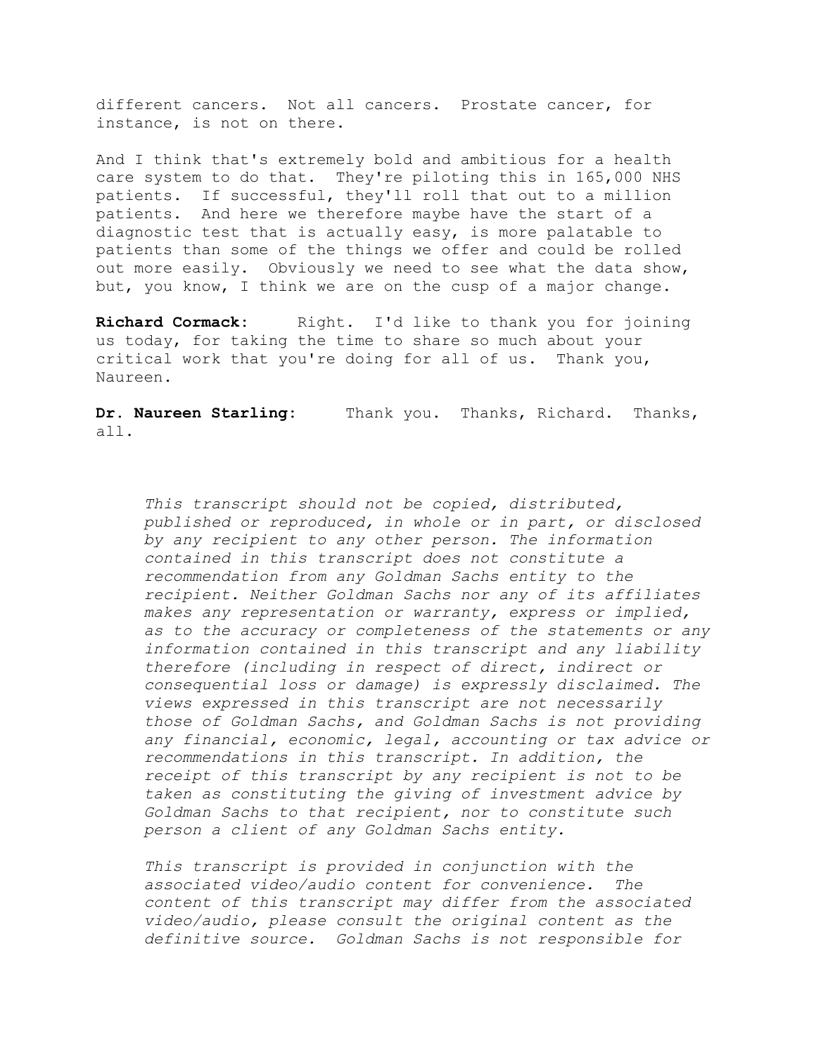different cancers. Not all cancers. Prostate cancer, for instance, is not on there.

And I think that's extremely bold and ambitious for a health care system to do that. They're piloting this in 165,000 NHS patients. If successful, they'll roll that out to a million patients. And here we therefore maybe have the start of a diagnostic test that is actually easy, is more palatable to patients than some of the things we offer and could be rolled out more easily. Obviously we need to see what the data show, but, you know, I think we are on the cusp of a major change.

**Richard Cormack:** Right. I'd like to thank you for joining us today, for taking the time to share so much about your critical work that you're doing for all of us. Thank you, Naureen.

**Dr. Naureen Starling:** Thank you. Thanks, Richard. Thanks, all.

*This transcript should not be copied, distributed, published or reproduced, in whole or in part, or disclosed by any recipient to any other person. The information contained in this transcript does not constitute a recommendation from any Goldman Sachs entity to the recipient. Neither Goldman Sachs nor any of its affiliates makes any representation or warranty, express or implied, as to the accuracy or completeness of the statements or any information contained in this transcript and any liability therefore (including in respect of direct, indirect or consequential loss or damage) is expressly disclaimed. The views expressed in this transcript are not necessarily those of Goldman Sachs, and Goldman Sachs is not providing any financial, economic, legal, accounting or tax advice or recommendations in this transcript. In addition, the receipt of this transcript by any recipient is not to be taken as constituting the giving of investment advice by Goldman Sachs to that recipient, nor to constitute such person a client of any Goldman Sachs entity.*

*This transcript is provided in conjunction with the associated video/audio content for convenience. The content of this transcript may differ from the associated video/audio, please consult the original content as the definitive source. Goldman Sachs is not responsible for*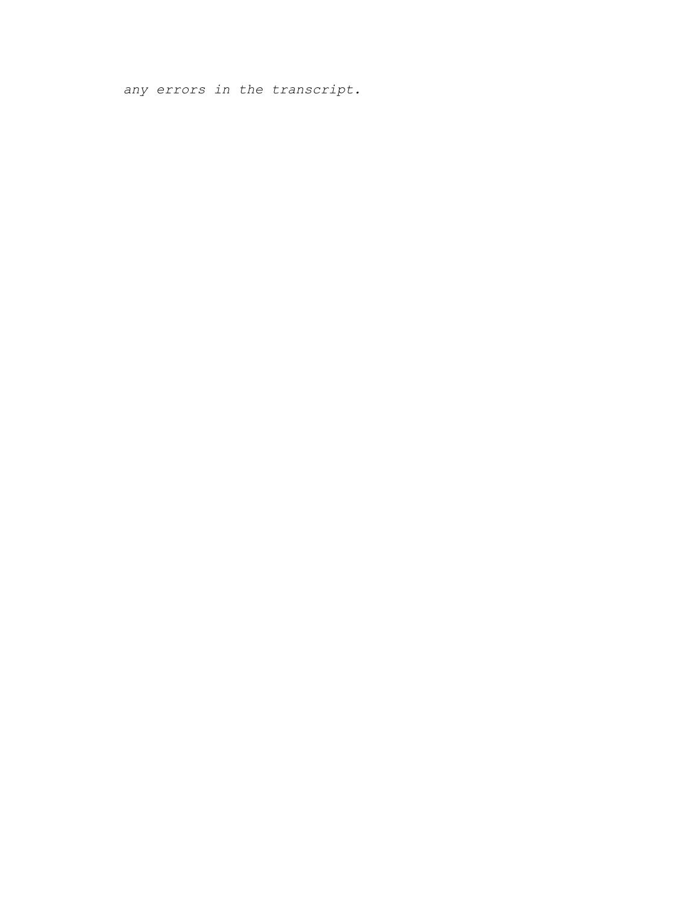*any errors in the transcript.*